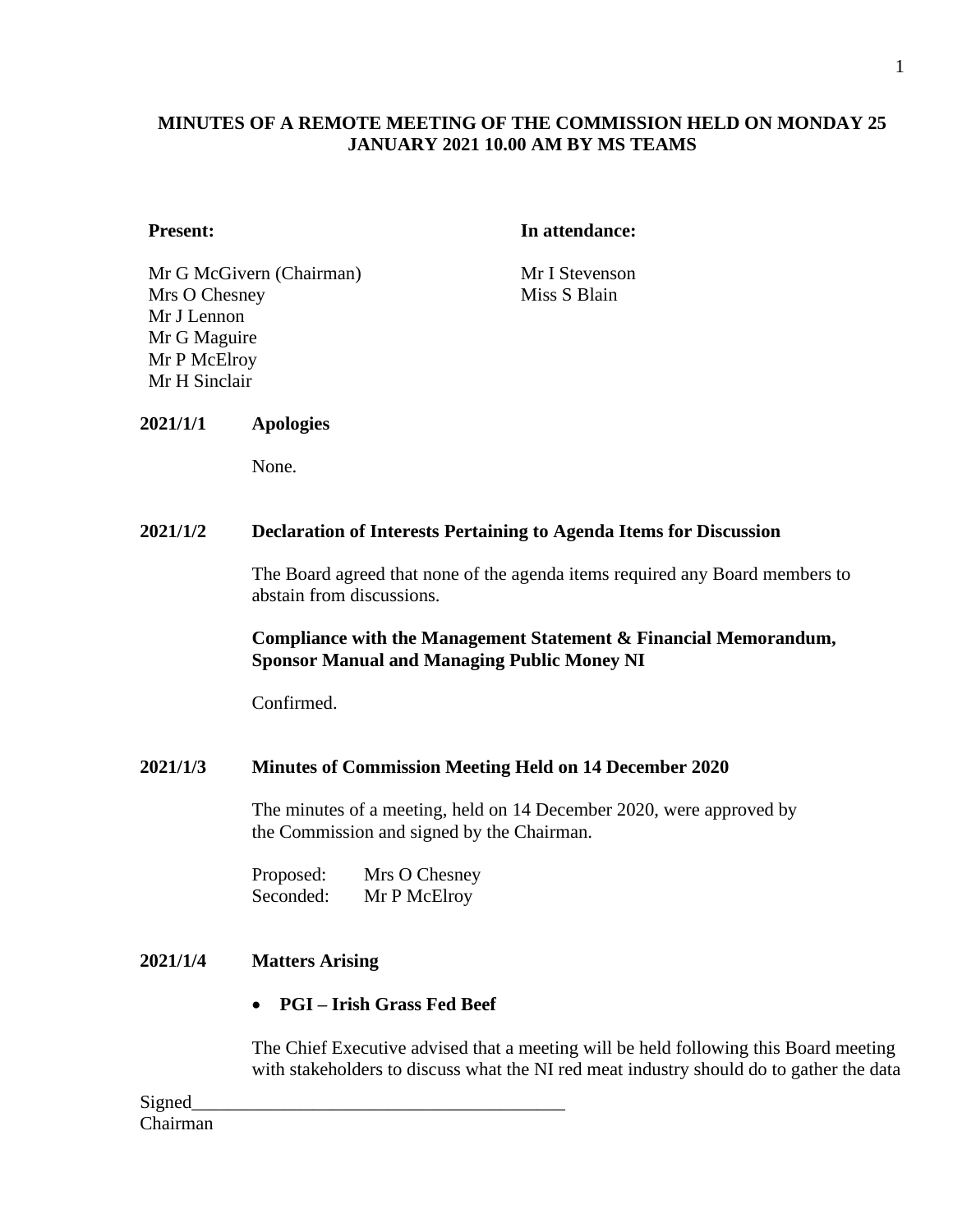**MINUTES OF A REMOTE MEETING OF THE COMMISSION HELD ON MONDAY 25 JANUARY 2021 10.00 AM BY MS TEAMS**

**Present:**

Mr G McGivern (Chairman)
Mrs O Chesney
Mr J Lennon
Mr G Maguire
Mr P McElroy
Mr H Sinclair

**In attendance:**

Mr I Stevenson
Miss S Blain

**2021/1/1 Apologies**

None.

**2021/1/2 Declaration of Interests Pertaining to Agenda Items for Discussion**

The Board agreed that none of the agenda items required any Board members to abstain from discussions.

**Compliance with the Management Statement & Financial Memorandum, Sponsor Manual and Managing Public Money NI**

Confirmed.

**2021/1/3 Minutes of Commission Meeting Held on 14 December 2020**

The minutes of a meeting, held on 14 December 2020, were approved by the Commission and signed by the Chairman.

Proposed: Mrs O Chesney
Seconded: Mr P McElroy

**2021/1/4 Matters Arising**

- **PGI – Irish Grass Fed Beef**

The Chief Executive advised that a meeting will be held following this Board meeting with stakeholders to discuss what the NI red meat industry should do to gather the data

Signed_______________________________________
Chairman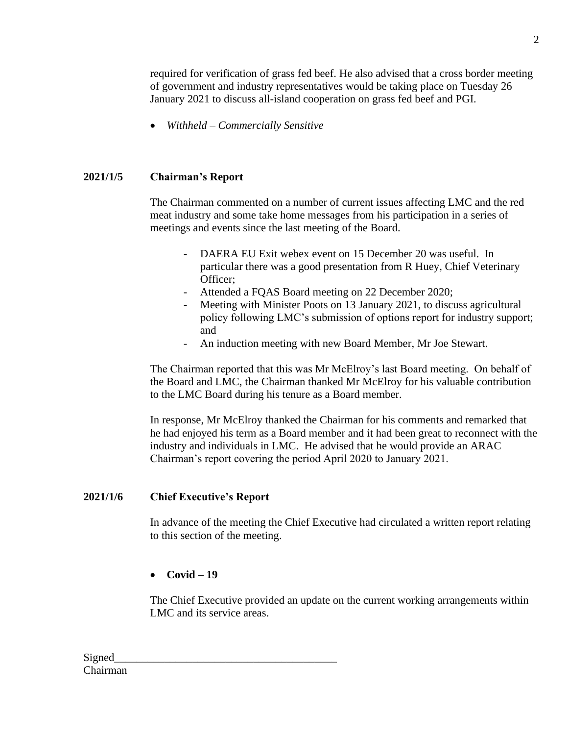required for verification of grass fed beef. He also advised that a cross border meeting of government and industry representatives would be taking place on Tuesday 26 January 2021 to discuss all-island cooperation on grass fed beef and PGI.

- *Withheld – Commercially Sensitive*

**2021/1/5 Chairman's Report**

The Chairman commented on a number of current issues affecting LMC and the red meat industry and some take home messages from his participation in a series of meetings and events since the last meeting of the Board.

- DAERA EU Exit webex event on 15 December 20 was useful. In particular there was a good presentation from R Huey, Chief Veterinary Officer;
- Attended a FQAS Board meeting on 22 December 2020;
- Meeting with Minister Poots on 13 January 2021, to discuss agricultural policy following LMC's submission of options report for industry support; and
- An induction meeting with new Board Member, Mr Joe Stewart.

The Chairman reported that this was Mr McElroy's last Board meeting. On behalf of the Board and LMC, the Chairman thanked Mr McElroy for his valuable contribution to the LMC Board during his tenure as a Board member.

In response, Mr McElroy thanked the Chairman for his comments and remarked that he had enjoyed his term as a Board member and it had been great to reconnect with the industry and individuals in LMC. He advised that he would provide an ARAC Chairman's report covering the period April 2020 to January 2021.

**2021/1/6 Chief Executive's Report**

In advance of the meeting the Chief Executive had circulated a written report relating to this section of the meeting.

- **Covid – 19**

The Chief Executive provided an update on the current working arrangements within LMC and its service areas.

Signed________________________________________
Chairman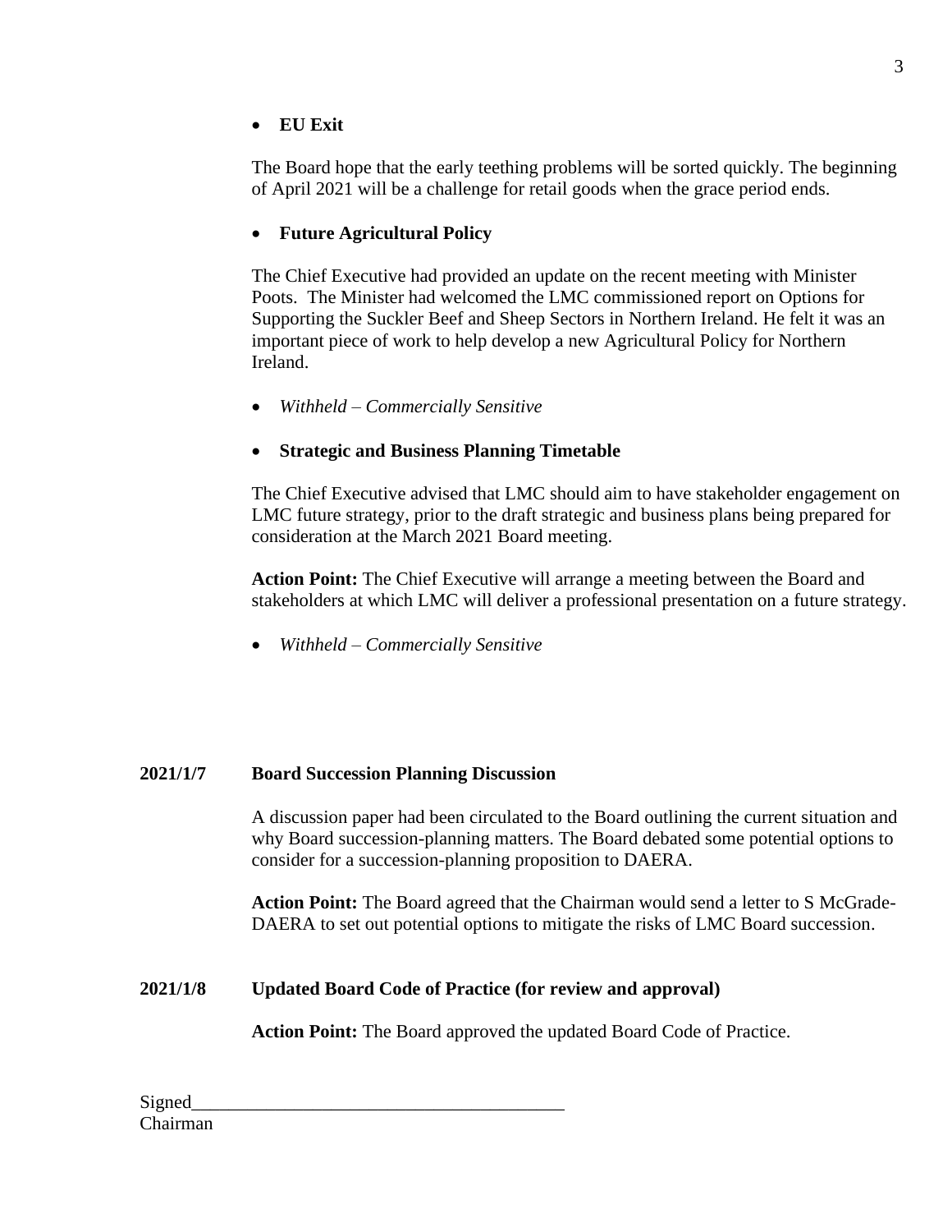- **EU Exit**

The Board hope that the early teething problems will be sorted quickly. The beginning of April 2021 will be a challenge for retail goods when the grace period ends.

- **Future Agricultural Policy**

The Chief Executive had provided an update on the recent meeting with Minister Poots. The Minister had welcomed the LMC commissioned report on Options for Supporting the Suckler Beef and Sheep Sectors in Northern Ireland. He felt it was an important piece of work to help develop a new Agricultural Policy for Northern Ireland.

- *Withheld – Commercially Sensitive*

- **Strategic and Business Planning Timetable**

The Chief Executive advised that LMC should aim to have stakeholder engagement on LMC future strategy, prior to the draft strategic and business plans being prepared for consideration at the March 2021 Board meeting.

**Action Point:** The Chief Executive will arrange a meeting between the Board and stakeholders at which LMC will deliver a professional presentation on a future strategy.

- *Withheld – Commercially Sensitive*

**2021/1/7 Board Succession Planning Discussion**

A discussion paper had been circulated to the Board outlining the current situation and why Board succession-planning matters. The Board debated some potential options to consider for a succession-planning proposition to DAERA.

**Action Point:** The Board agreed that the Chairman would send a letter to S McGrade-DAERA to set out potential options to mitigate the risks of LMC Board succession.

**2021/1/8 Updated Board Code of Practice (for review and approval)**

**Action Point:** The Board approved the updated Board Code of Practice.

Signed\_\_\_\_\_\_\_\_\_\_\_\_\_\_\_\_\_\_\_\_\_\_\_\_\_\_\_\_\_\_\_\_\_\_\_\_\_\_\_\_
Chairman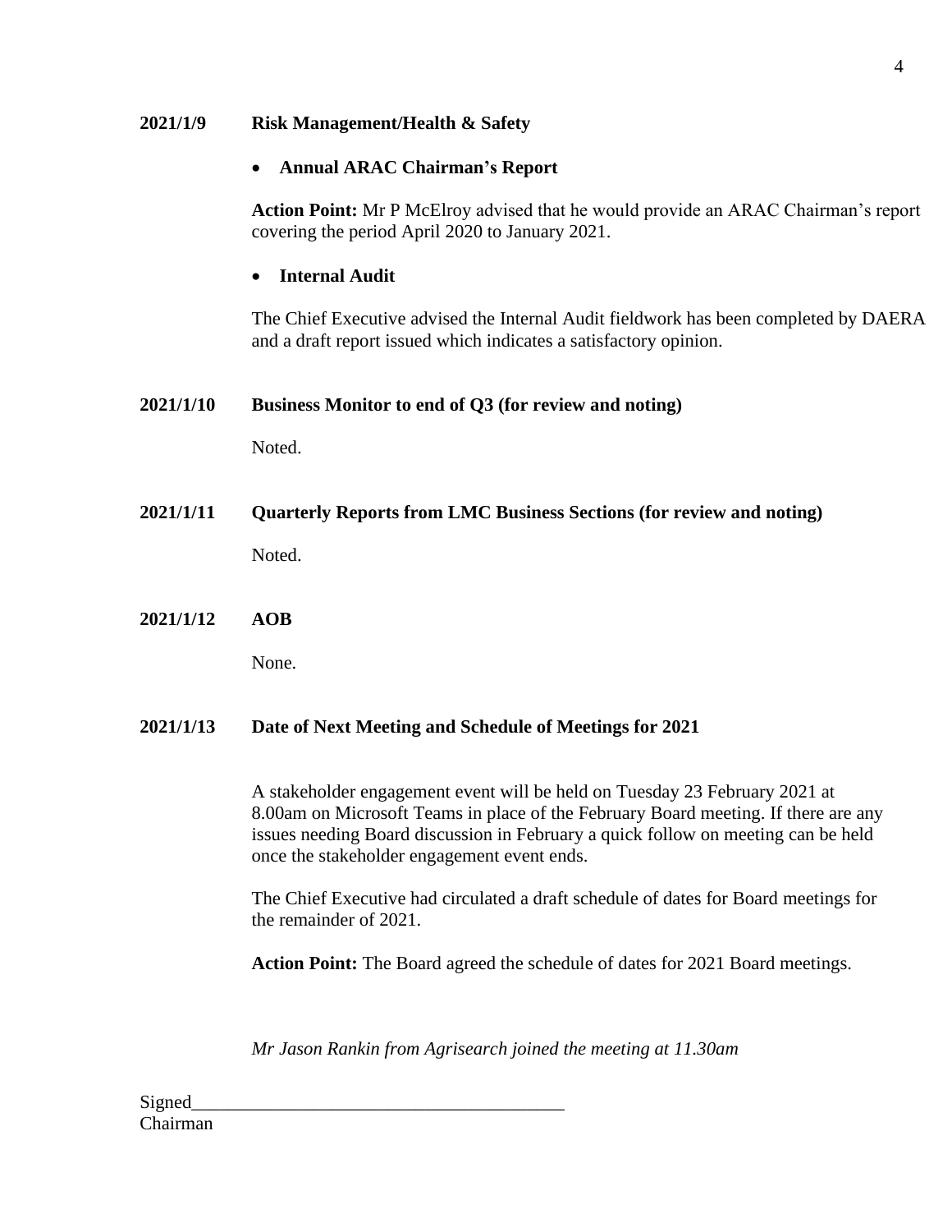**2021/1/9 Risk Management/Health & Safety**

- **Annual ARAC Chairman's Report**

**Action Point:** Mr P McElroy advised that he would provide an ARAC Chairman's report covering the period April 2020 to January 2021.

- **Internal Audit**

The Chief Executive advised the Internal Audit fieldwork has been completed by DAERA and a draft report issued which indicates a satisfactory opinion.

**2021/1/10 Business Monitor to end of Q3 (for review and noting)**

Noted.

**2021/1/11 Quarterly Reports from LMC Business Sections (for review and noting)**

Noted.

**2021/1/12 AOB**

None.

**2021/1/13 Date of Next Meeting and Schedule of Meetings for 2021**

A stakeholder engagement event will be held on Tuesday 23 February 2021 at 8.00am on Microsoft Teams in place of the February Board meeting. If there are any issues needing Board discussion in February a quick follow on meeting can be held once the stakeholder engagement event ends.

The Chief Executive had circulated a draft schedule of dates for Board meetings for the remainder of 2021.

**Action Point:** The Board agreed the schedule of dates for 2021 Board meetings.

*Mr Jason Rankin from Agrisearch joined the meeting at 11.30am*

Signed________________________________________
Chairman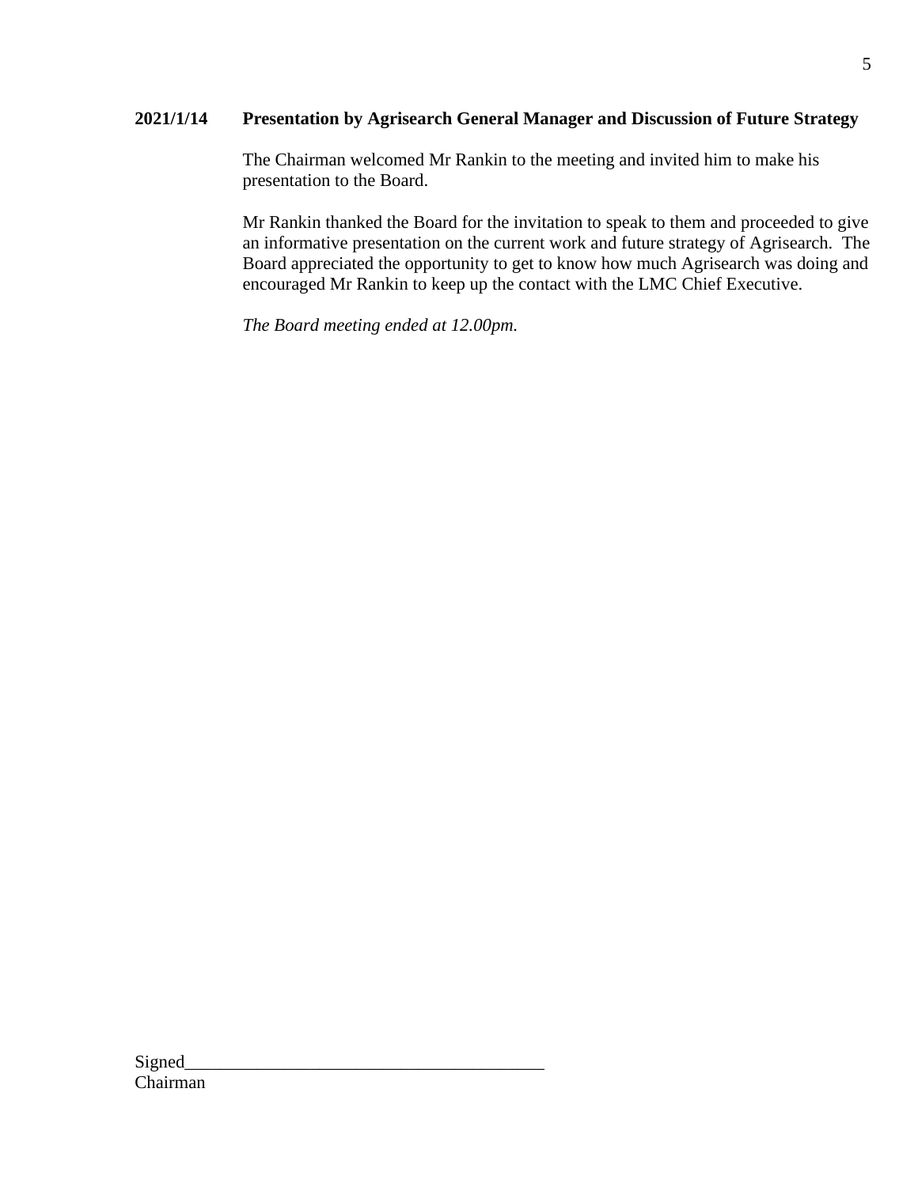**2021/1/14 Presentation by Agrisearch General Manager and Discussion of Future Strategy**

The Chairman welcomed Mr Rankin to the meeting and invited him to make his presentation to the Board.

Mr Rankin thanked the Board for the invitation to speak to them and proceeded to give an informative presentation on the current work and future strategy of Agrisearch. The Board appreciated the opportunity to get to know how much Agrisearch was doing and encouraged Mr Rankin to keep up the contact with the LMC Chief Executive.

*The Board meeting ended at 12.00pm.*

Signed_______________________________________
Chairman